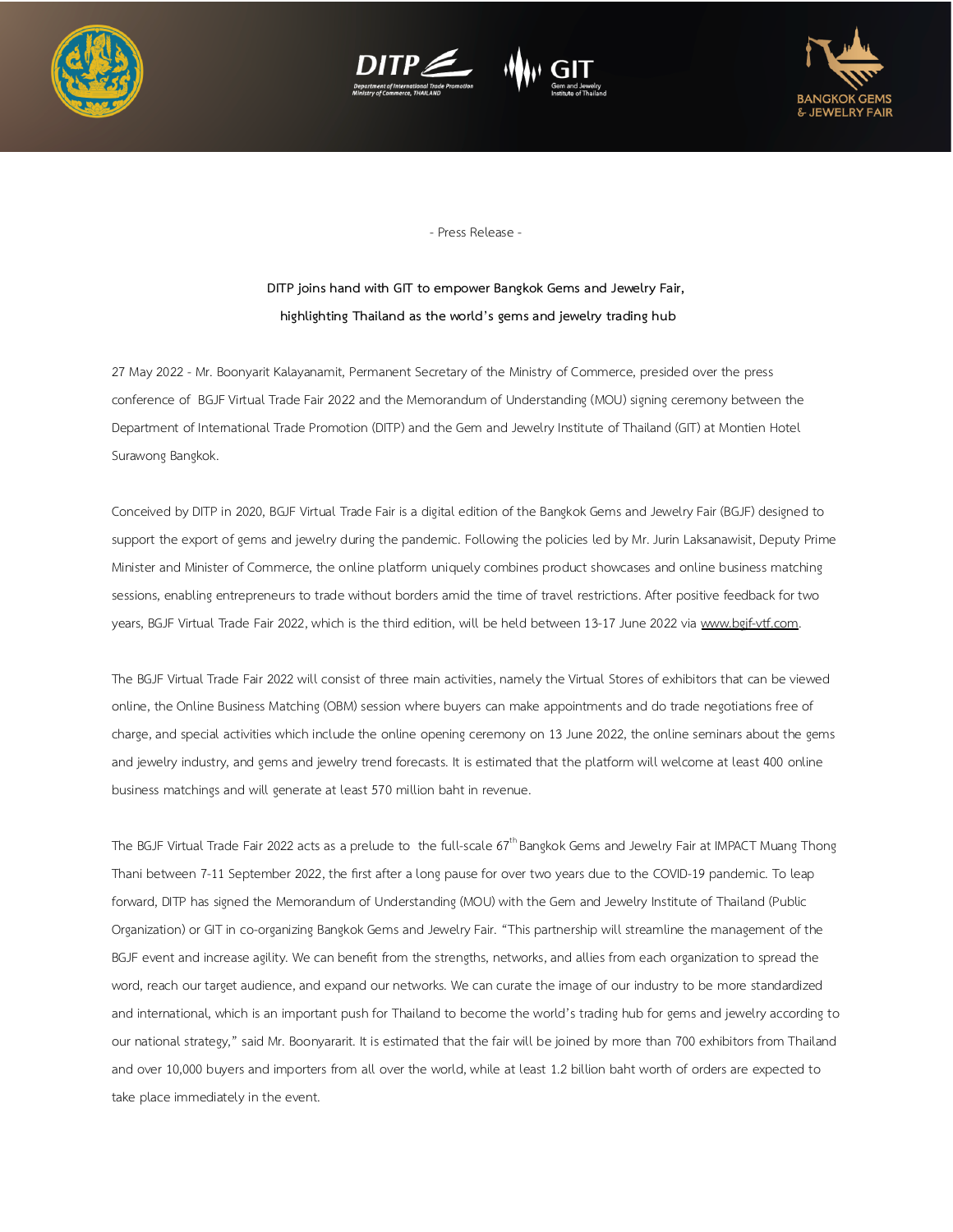- Press Release -

**DITP joins hand with GIT to empower Bangkok Gems and Jewelry Fair, highlighting Thailand as the world's gems and jewelry trading hub**

27 May 2022 - Mr. Boonyarit Kalayanamit, Permanent Secretary of the Ministry of Commerce, presided over the press conference of BGJF Virtual Trade Fair 2022 and the Memorandum of Understanding (MOU) signing ceremony between the Department of International Trade Promotion (DITP) and the Gem and Jewelry Institute of Thailand (GIT) at Montien Hotel Surawong Bangkok.

Conceived by DITP in 2020, BGJF Virtual Trade Fair is a digital edition of the Bangkok Gems and Jewelry Fair (BGJF) designed to support the export of gems and jewelry during the pandemic. Following the policies led by Mr. Jurin Laksanawisit, Deputy Prime Minister and Minister of Commerce, the online platform uniquely combines product showcases and online business matching sessions, enabling entrepreneurs to trade without borders amid the time of travel restrictions. After positive feedback for two years, BGJF Virtual Trade Fair 2022, which is the third edition, will be held between 13-17 June 2022 via www.bgjf-vtf.com.

The BGJF Virtual Trade Fair 2022 will consist of three main activities, namely the Virtual Stores of exhibitors that can be viewed online, the Online Business Matching (OBM) session where buyers can make appointments and do trade negotiations free of charge, and special activities which include the online opening ceremony on 13 June 2022, the online seminars about the gems and jewelry industry, and gems and jewelry trend forecasts. It is estimated that the platform will welcome at least 400 online business matchings and will generate at least 570 million baht in revenue.

The BGJF Virtual Trade Fair 2022 acts as a prelude to the full-scale 67th Bangkok Gems and Jewelry Fair at IMPACT Muang Thong Thani between 7-11 September 2022, the first after a long pause for over two years due to the COVID-19 pandemic. To leap forward, DITP has signed the Memorandum of Understanding (MOU) with the Gem and Jewelry Institute of Thailand (Public Organization) or GIT in co-organizing Bangkok Gems and Jewelry Fair. "This partnership will streamline the management of the BGJF event and increase agility. We can benefit from the strengths, networks, and allies from each organization to spread the word, reach our target audience, and expand our networks. We can curate the image of our industry to be more standardized and international, which is an important push for Thailand to become the world's trading hub for gems and jewelry according to our national strategy," said Mr. Boonyararit. It is estimated that the fair will be joined by more than 700 exhibitors from Thailand and over 10,000 buyers and importers from all over the world, while at least 1.2 billion baht worth of orders are expected to take place immediately in the event.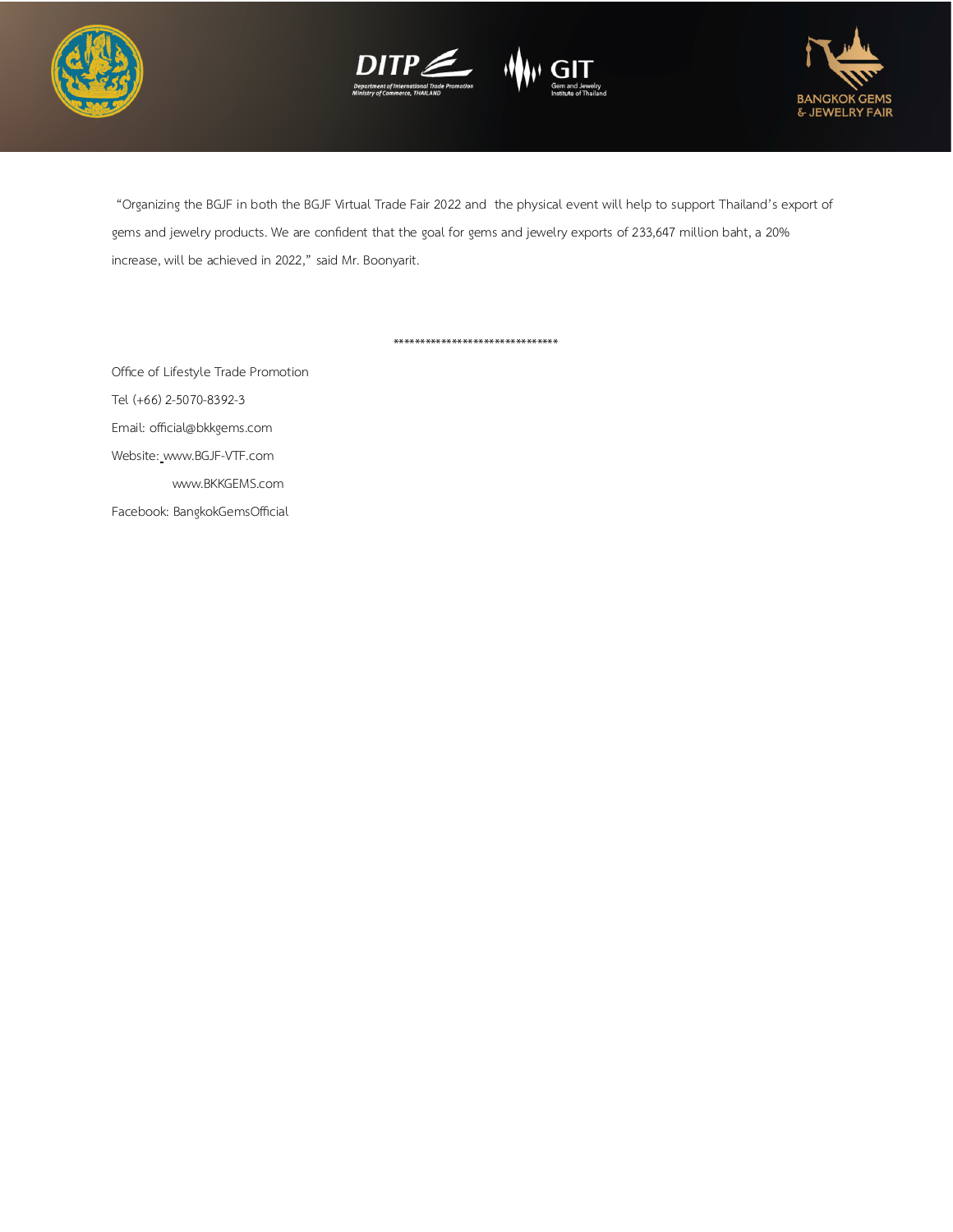"Organizing the BGJF in both the BGJF Virtual Trade Fair 2022 and the physical event will help to support Thailand's export of gems and jewelry products. We are confident that the goal for gems and jewelry exports of 233,647 million baht, a 20% increase, will be achieved in 2022," said Mr. Boonyarit.

******************************

Office of Lifestyle Trade Promotion

Tel (+66) 2-5070-8392-3

Email: official@bkkgems.com

Website: www.BGJF-VTF.com

www.BKKGEMS.com

Facebook: BangkokGemsOfficial